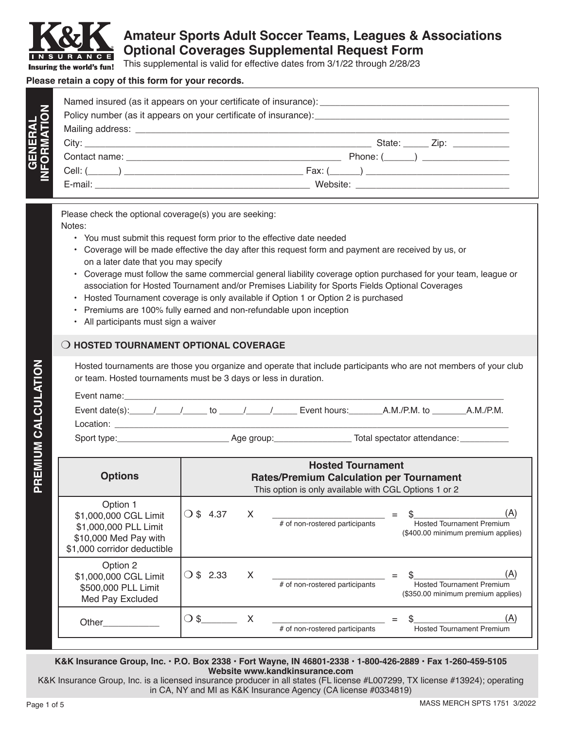# Amateur Sports Adult Soccer Teams, Leagues & Associations Optional Coverages Supplemental Request Form

This supplemental is valid for effective dates from 3/1/22 through 2/28/23

**Please retain a copy of this form for your records.**

## GENERAL INFORMATION

Named insured (as it appears on your certificate of insurance): ______________________________

Policy number (as it appears on your certificate of insurance): ______________________________

Mailing address: ______________________________

City: ______________________________ State: _____ Zip: ___________

Contact name: ______________________________ Phone: (______) _________________

Cell: (______) ______________________________ Fax: (______) ______________________________

E-mail: ______________________________ Website: ______________________________

## PREMIUM CALCULATION

Please check the optional coverage(s) you are seeking:

Notes:

- You must submit this request form prior to the effective date needed
- Coverage will be made effective the day after this request form and payment are received by us, or on a later date that you may specify
- Coverage must follow the same commercial general liability coverage option purchased for your team, league or association for Hosted Tournament and/or Premises Liability for Sports Fields Optional Coverages
- Hosted Tournament coverage is only available if Option 1 or Option 2 is purchased
- Premiums are 100% fully earned and non-refundable upon inception
- All participants must sign a waiver

### ❍ HOSTED TOURNAMENT OPTIONAL COVERAGE

Hosted tournaments are those you organize and operate that include participants who are not members of your club or team. Hosted tournaments must be 3 days or less in duration.

Event name: ______________________________

Event date(s): _____/_____/_____ to _____/_____/_____ Event hours: _______ A.M./P.M. to _______ A.M./P.M.

Location: ______________________________

Sport type: ______________________ Age group: ________________ Total spectator attendance: __________

| Options | Hosted Tournament Rates/Premium Calculation per Tournament<br>This option is only available with CGL Options 1 or 2 | | | | |
|---|---|---|---|---|---|
| Option 1<br>$1,000,000 CGL Limit<br>$1,000,000 PLL Limit<br>$10,000 Med Pay with $1,000 corridor deductible | ❍ $ 4.37 | X | ____________________<br># of non-rostered participants | = | $__________________ (A)<br>Hosted Tournament Premium<br>($400.00 minimum premium applies) |
| Option 2<br>$1,000,000 CGL Limit<br>$500,000 PLL Limit<br>Med Pay Excluded | ❍ $ 2.33 | X | ____________________<br># of non-rostered participants | = | $__________________ (A)<br>Hosted Tournament Premium<br>($350.00 minimum premium applies) |
| Other___________ | ❍ $_______ | X | ____________________<br># of non-rostered participants | = | $__________________ (A)<br>Hosted Tournament Premium |

**K&K Insurance Group, Inc. • P.O. Box 2338 • Fort Wayne, IN 46801-2338 • 1-800-426-2889 • Fax 1-260-459-5105**
**Website www.kandkinsurance.com**

K&K Insurance Group, Inc. is a licensed insurance producer in all states (FL license #L007299, TX license #13924); operating in CA, NY and MI as K&K Insurance Agency (CA license #0334819)

MASS MERCH SPTS 1751 3/2022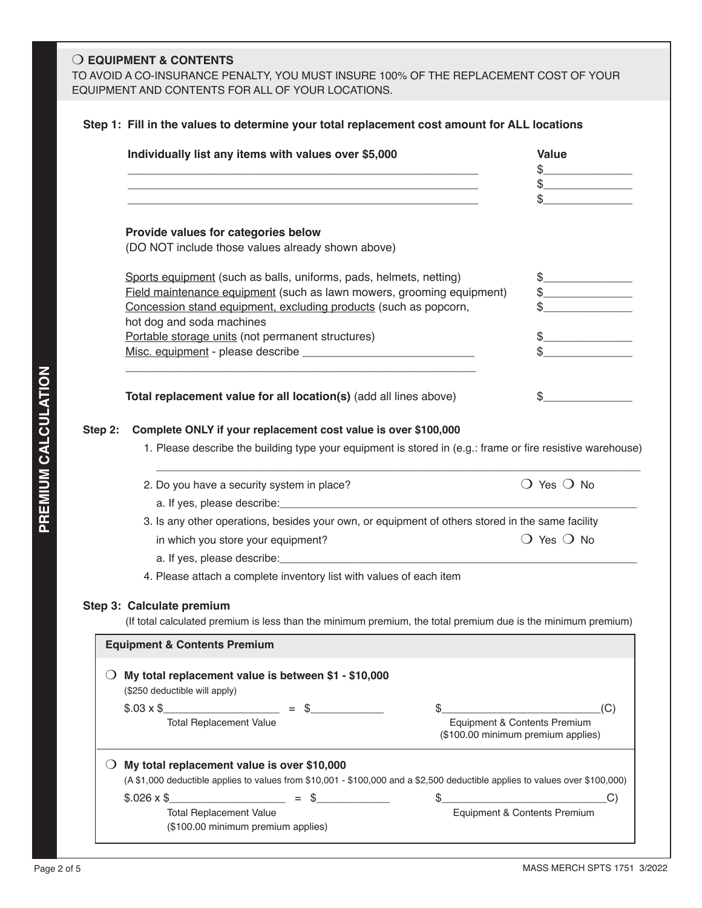## ❍ EQUIPMENT & CONTENTS

TO AVOID A CO-INSURANCE PENALTY, YOU MUST INSURE 100% OF THE REPLACEMENT COST OF YOUR EQUIPMENT AND CONTENTS FOR ALL OF YOUR LOCATIONS.

**PREMIUM CALCULATION**

**Step 1: Fill in the values to determine your total replacement cost amount for ALL locations**

| **Individually list any items with values over $5,000** | **Value** |
|---|---|
| ______________________________________________ | $____________ |
| ______________________________________________ | $____________ |
| ______________________________________________ | $____________ |

**Provide values for categories below**
(DO NOT include those values already shown above)

| | |
|---|---|
| Sports equipment (such as balls, uniforms, pads, helmets, netting) | $____________ |
| Field maintenance equipment (such as lawn mowers, grooming equipment) | $____________ |
| Concession stand equipment, excluding products (such as popcorn, hot dog and soda machines | $____________ |
| Portable storage units (not permanent structures) | $____________ |
| Misc. equipment - please describe ______________________ ______________________________________________ | $____________ |
| **Total replacement value for all location(s)** (add all lines above) | $____________ |

**Step 2: Complete ONLY if your replacement cost value is over $100,000**

1. Please describe the building type your equipment is stored in (e.g.: frame or fire resistive warehouse)
   ______________________________________________________________________
2. Do you have a security system in place? ❍ Yes ❍ No
   a. If yes, please describe:______________________________________________
3. Is any other operations, besides your own, or equipment of others stored in the same facility in which you store your equipment? ❍ Yes ❍ No
   a. If yes, please describe:______________________________________________
4. Please attach a complete inventory list with values of each item

**Step 3: Calculate premium**

(If total calculated premium is less than the minimum premium, the total premium due is the minimum premium)

**Equipment & Contents Premium**

❍ **My total replacement value is between $1 - $10,000**
($250 deductible will apply)

$.03 x $______________ = $__________ $____________________(C)
Total Replacement Value — Equipment & Contents Premium ($100.00 minimum premium applies)

❍ **My total replacement value is over $10,000**
(A $1,000 deductible applies to values from $10,001 - $100,000 and a $2,500 deductible applies to values over $100,000)

$.026 x $______________ = $__________ $____________________C)
Total Replacement Value ($100.00 minimum premium applies) — Equipment & Contents Premium

MASS MERCH SPTS 1751 3/2022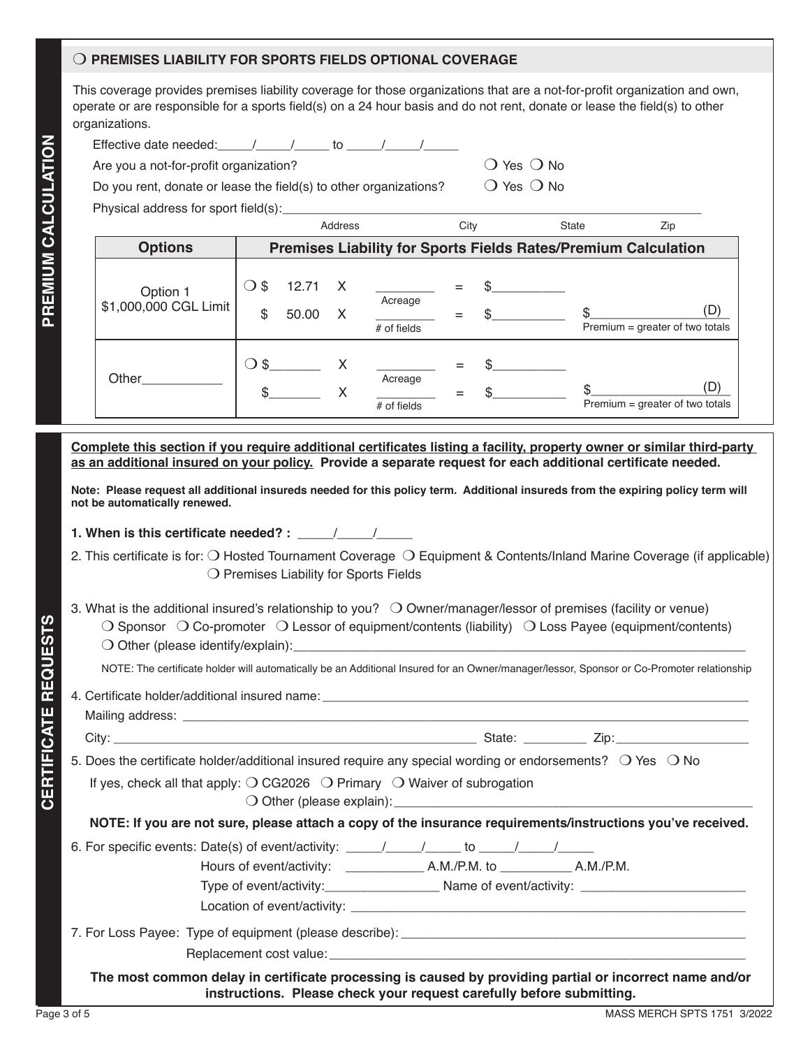**PREMIUM CALCULATION**

## ❍ PREMISES LIABILITY FOR SPORTS FIELDS OPTIONAL COVERAGE

This coverage provides premises liability coverage for those organizations that are a not-for-profit organization and own, operate or are responsible for a sports field(s) on a 24 hour basis and do not rent, donate or lease the field(s) to other organizations.

Effective date needed:_____/_____/_____ to _____/_____/_____

Are you a not-for-profit organization? ❍ Yes ❍ No

Do you rent, donate or lease the field(s) to other organizations? ❍ Yes ❍ No

Physical address for sport field(s):___________________________________________

Address City State Zip

| Options | Premises Liability for Sports Fields Rates/Premium Calculation | | | | | |
|---|---|---|---|---|---|---|
| Option 1 $1,000,000 CGL Limit | ❍ $ 12.71 | X | ________ Acreage | = | $__________ | $________________(D) Premium = greater of two totals |
| | $ 50.00 | X | ________ # of fields | = | $__________ | |
| Other___________ | ❍ $_______ | X | ________ Acreage | = | $__________ | $________________(D) Premium = greater of two totals |
| | $_______ | X | ________ # of fields | = | $__________ | |

**CERTIFICATE REQUESTS**

**Complete this section if you require additional certificates listing a facility, property owner or similar third-party as an additional insured on your policy. Provide a separate request for each additional certificate needed.**

**Note: Please request all additional insureds needed for this policy term. Additional insureds from the expiring policy term will not be automatically renewed.**

**1. When is this certificate needed? :** _____/_____/_____

2. This certificate is for: ❍ Hosted Tournament Coverage ❍ Equipment & Contents/Inland Marine Coverage (if applicable) ❍ Premises Liability for Sports Fields

3. What is the additional insured's relationship to you? ❍ Owner/manager/lessor of premises (facility or venue) ❍ Sponsor ❍ Co-promoter ❍ Lessor of equipment/contents (liability) ❍ Loss Payee (equipment/contents) ❍ Other (please identify/explain):_______________________________________

NOTE: The certificate holder will automatically be an Additional Insured for an Owner/manager/lessor, Sponsor or Co-Promoter relationship

4. Certificate holder/additional insured name:_______________________________________

Mailing address: _______________________________________

City: _______________________________ State: _________ Zip:__________________

5. Does the certificate holder/additional insured require any special wording or endorsements? ❍ Yes ❍ No

If yes, check all that apply: ❍ CG2026 ❍ Primary ❍ Waiver of subrogation ❍ Other (please explain):_______________________________________

**NOTE: If you are not sure, please attach a copy of the insurance requirements/instructions you've received.**

6. For specific events: Date(s) of event/activity: _____/_____/_____ to _____/_____/_____

Hours of event/activity: ___________ A.M./P.M. to __________ A.M./P.M.

Type of event/activity:________________ Name of event/activity: _______________________

Location of event/activity: _______________________________________

7. For Loss Payee: Type of equipment (please describe): _______________________________________

Replacement cost value:_______________________________________

**The most common delay in certificate processing is caused by providing partial or incorrect name and/or instructions. Please check your request carefully before submitting.**

MASS MERCH SPTS 1751 3/2022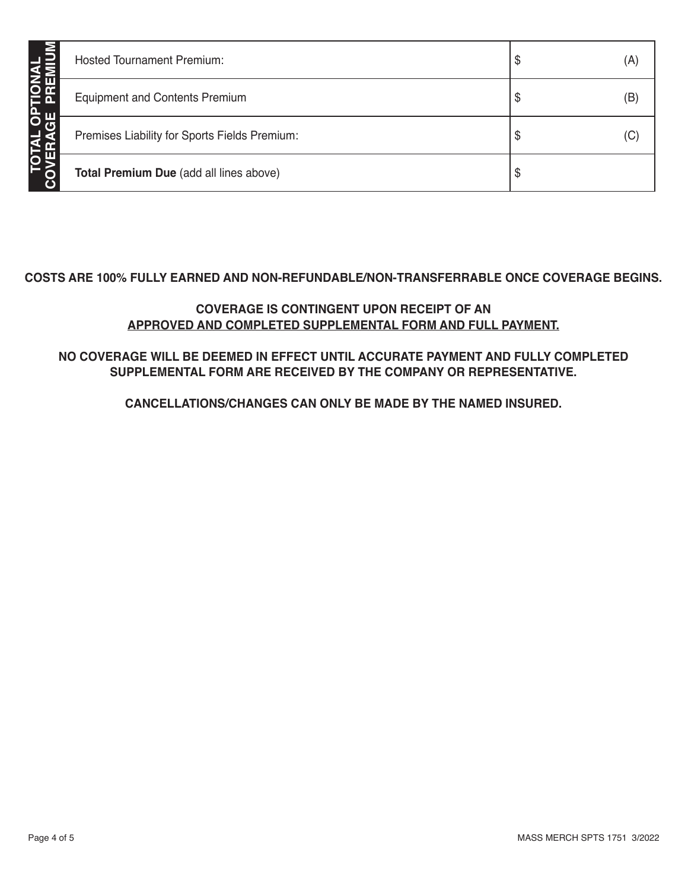| TOTAL OPTIONAL COVERAGE PREMIUM | | |
|---|---|---|
| | Hosted Tournament Premium: | $ (A) |
| | Equipment and Contents Premium | $ (B) |
| | Premises Liability for Sports Fields Premium: | $ (C) |
| | **Total Premium Due** (add all lines above) | $ |

**COSTS ARE 100% FULLY EARNED AND NON-REFUNDABLE/NON-TRANSFERRABLE ONCE COVERAGE BEGINS.**

**COVERAGE IS CONTINGENT UPON RECEIPT OF AN**
**APPROVED AND COMPLETED SUPPLEMENTAL FORM AND FULL PAYMENT.**

**NO COVERAGE WILL BE DEEMED IN EFFECT UNTIL ACCURATE PAYMENT AND FULLY COMPLETED SUPPLEMENTAL FORM ARE RECEIVED BY THE COMPANY OR REPRESENTATIVE.**

**CANCELLATIONS/CHANGES CAN ONLY BE MADE BY THE NAMED INSURED.**

MASS MERCH SPTS 1751 3/2022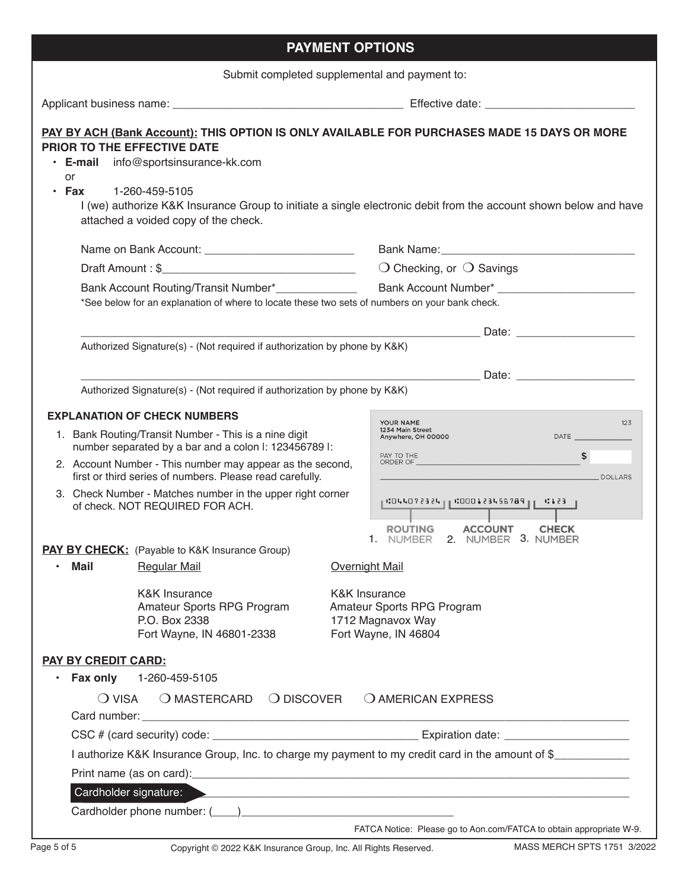## PAYMENT OPTIONS

Submit completed supplemental and payment to:

Applicant business name: ____________________________________ Effective date: _______________________

**PAY BY ACH (Bank Account): THIS OPTION IS ONLY AVAILABLE FOR PURCHASES MADE 15 DAYS OR MORE PRIOR TO THE EFFECTIVE DATE**

- **E-mail** info@sportsinsurance-kk.com
  or
- **Fax** 1-260-459-5105

  I (we) authorize K&K Insurance Group to initiate a single electronic debit from the account shown below and have attached a voided copy of the check.

  Name on Bank Account: ________________________ Bank Name: ______________________________

  Draft Amount : $________________________________ ❍ Checking, or ❍ Savings

  Bank Account Routing/Transit Number*_____________ Bank Account Number* _____________________

  *See below for an explanation of where to locate these two sets of numbers on your bank check.

  _________________________________________________________________ Date: ___________________

  Authorized Signature(s) - (Not required if authorization by phone by K&K)

  _________________________________________________________________ Date: ___________________

  Authorized Signature(s) - (Not required if authorization by phone by K&K)

**EXPLANATION OF CHECK NUMBERS**

1. Bank Routing/Transit Number - This is a nine digit number separated by a bar and a colon l: 123456789 l:
2. Account Number - This number may appear as the second, first or third series of numbers. Please read carefully.
3. Check Number - Matches number in the upper right corner of check. NOT REQUIRED FOR ACH.

YOUR NAME
1234 Main Street
Anywhere, OH 00000
123
DATE
PAY TO THE ORDER OF
$
DOLLARS
1. ROUTING NUMBER 2. ACCOUNT NUMBER 3. CHECK NUMBER

**PAY BY CHECK:** (Payable to K&K Insurance Group)

- **Mail**

| Regular Mail | Overnight Mail |
|---|---|
| K&K Insurance | K&K Insurance |
| Amateur Sports RPG Program | Amateur Sports RPG Program |
| P.O. Box 2338 | 1712 Magnavox Way |
| Fort Wayne, IN 46801-2338 | Fort Wayne, IN 46804 |

**PAY BY CREDIT CARD:**

- **Fax only** 1-260-459-5105

  ❍ VISA ❍ MASTERCARD ❍ DISCOVER ❍ AMERICAN EXPRESS

  Card number: _______________________________________________________________________________

  CSC # (card security) code: _________________________________ Expiration date: ____________________

  I authorize K&K Insurance Group, Inc. to charge my payment to my credit card in the amount of $____________

  Print name (as on card): _____________________________________________________________________

  Cardholder signature: _______________________________________________________________________

  Cardholder phone number: (____)__________________________________

FATCA Notice: Please go to Aon.com/FATCA to obtain appropriate W-9.

Copyright © 2022 K&K Insurance Group, Inc. All Rights Reserved.

MASS MERCH SPTS 1751 3/2022